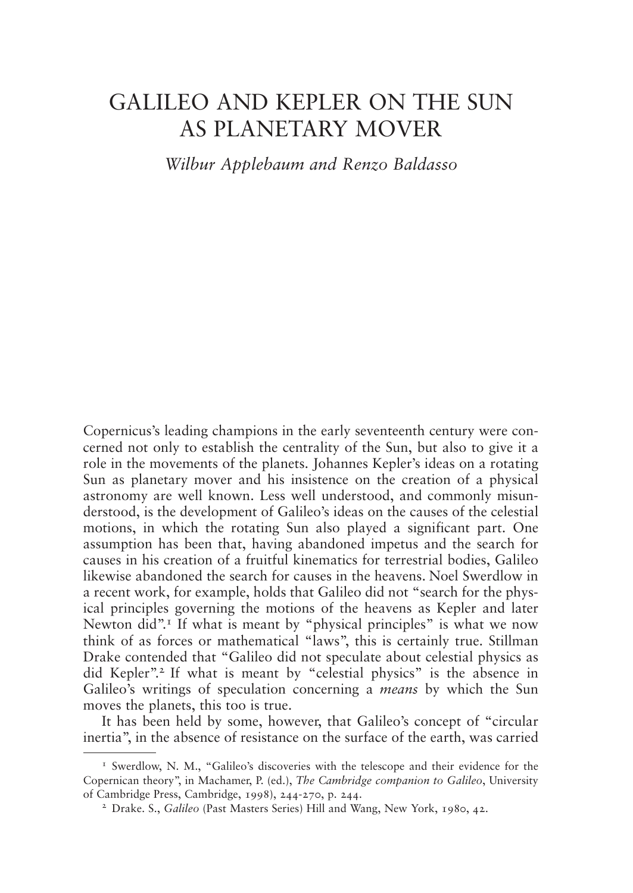# GALILEO AND KEPLER ON THE SUN AS PLANETARY MOVER

*Wilbur Applebaum and Renzo Baldasso*

Copernicus's leading champions in the early seventeenth century were concerned not only to establish the centrality of the Sun, but also to give it a role in the movements of the planets. Johannes Kepler's ideas on a rotating Sun as planetary mover and his insistence on the creation of a physical astronomy are well known. Less well understood, and commonly misunderstood, is the development of Galileo's ideas on the causes of the celestial motions, in which the rotating Sun also played a significant part. One assumption has been that, having abandoned impetus and the search for causes in his creation of a fruitful kinematics for terrestrial bodies, Galileo likewise abandoned the search for causes in the heavens. Noel Swerdlow in a recent work, for example, holds that Galileo did not "search for the physical principles governing the motions of the heavens as Kepler and later Newton did".[1] If what is meant by "physical principles" is what we now think of as forces or mathematical "laws", this is certainly true. Stillman Drake contended that "Galileo did not speculate about celestial physics as did Kepler".[2] If what is meant by "celestial physics" is the absence in Galileo's writings of speculation concerning a *means* by which the Sun moves the planets, this too is true.

It has been held by some, however, that Galileo's concept of "circular inertia", in the absence of resistance on the surface of the earth, was carried

---

[1] Swerdlow, N. M., "Galileo's discoveries with the telescope and their evidence for the Copernican theory", in Machamer, P. (ed.), *The Cambridge companion to Galileo*, University of Cambridge Press, Cambridge, 1998), 244-270, p. 244.

[2] Drake. S., *Galileo* (Past Masters Series) Hill and Wang, New York, 1980, 42.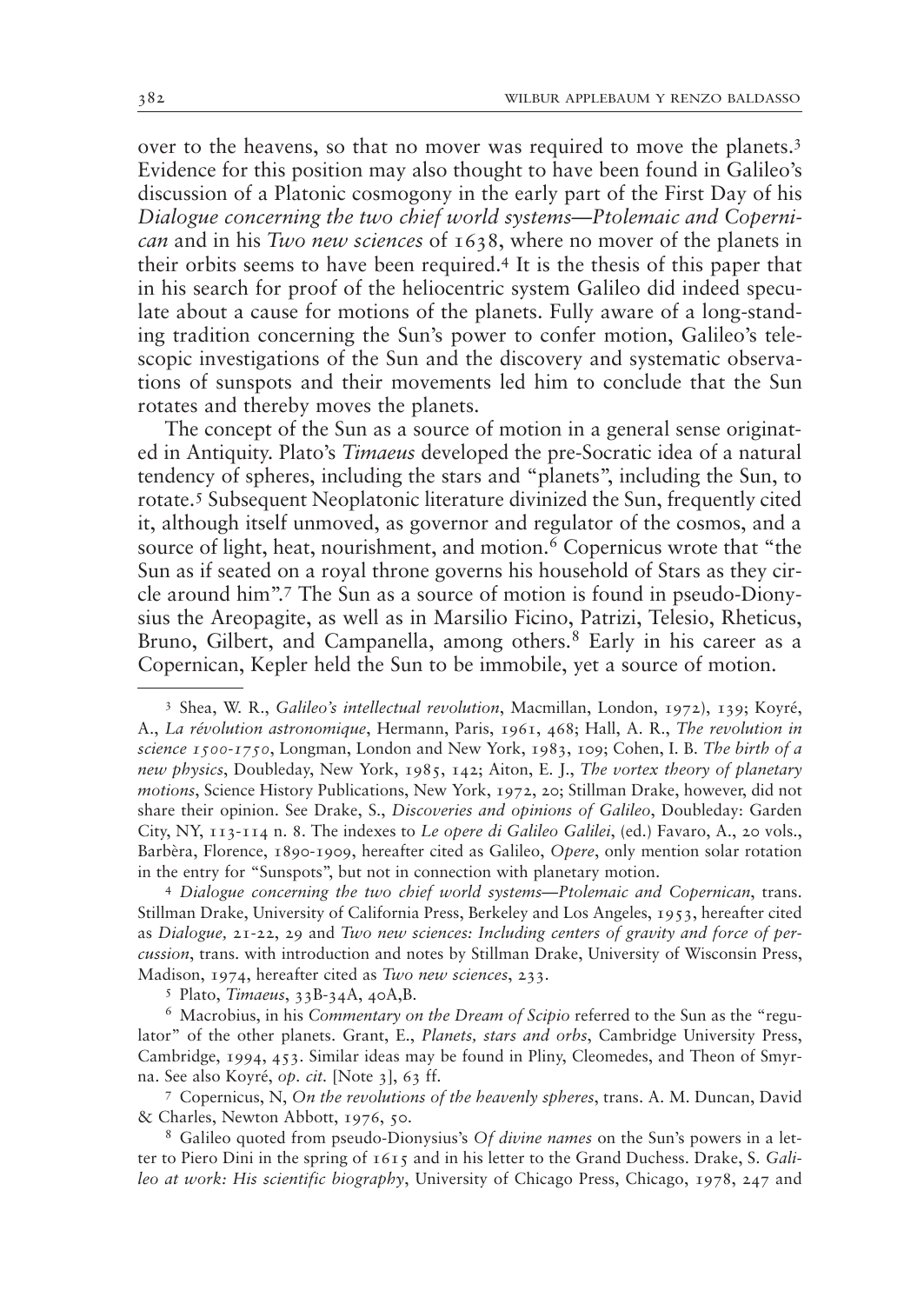over to the heavens, so that no mover was required to move the planets.[3] Evidence for this position may also thought to have been found in Galileo's discussion of a Platonic cosmogony in the early part of the First Day of his *Dialogue concerning the two chief world systems—Ptolemaic and Copernican* and in his *Two new sciences* of 1638, where no mover of the planets in their orbits seems to have been required.[4] It is the thesis of this paper that in his search for proof of the heliocentric system Galileo did indeed speculate about a cause for motions of the planets. Fully aware of a long-standing tradition concerning the Sun's power to confer motion, Galileo's telescopic investigations of the Sun and the discovery and systematic observations of sunspots and their movements led him to conclude that the Sun rotates and thereby moves the planets.

The concept of the Sun as a source of motion in a general sense originated in Antiquity. Plato's *Timaeus* developed the pre-Socratic idea of a natural tendency of spheres, including the stars and "planets", including the Sun, to rotate.[5] Subsequent Neoplatonic literature divinized the Sun, frequently cited it, although itself unmoved, as governor and regulator of the cosmos, and a source of light, heat, nourishment, and motion.[6] Copernicus wrote that "the Sun as if seated on a royal throne governs his household of Stars as they circle around him".[7] The Sun as a source of motion is found in pseudo-Dionysius the Areopagite, as well as in Marsilio Ficino, Patrizi, Telesio, Rheticus, Bruno, Gilbert, and Campanella, among others.[8] Early in his career as a Copernican, Kepler held the Sun to be immobile, yet a source of motion.

---

[3] Shea, W. R., *Galileo's intellectual revolution*, Macmillan, London, 1972), 139; Koyré, A., *La révolution astronomique*, Hermann, Paris, 1961, 468; Hall, A. R., *The revolution in science 1500-1750*, Longman, London and New York, 1983, 109; Cohen, I. B. *The birth of a new physics*, Doubleday, New York, 1985, 142; Aiton, E. J., *The vortex theory of planetary motions*, Science History Publications, New York, 1972, 20; Stillman Drake, however, did not share their opinion. See Drake, S., *Discoveries and opinions of Galileo*, Doubleday: Garden City, NY, 113-114 n. 8. The indexes to *Le opere di Galileo Galilei*, (ed.) Favaro, A., 20 vols., Barbèra, Florence, 1890-1909, hereafter cited as Galileo, *Opere*, only mention solar rotation in the entry for "Sunspots", but not in connection with planetary motion.

[4] *Dialogue concerning the two chief world systems—Ptolemaic and Copernican*, trans. Stillman Drake, University of California Press, Berkeley and Los Angeles, 1953, hereafter cited as *Dialogue,* 21-22, 29 and *Two new sciences: Including centers of gravity and force of percussion*, trans. with introduction and notes by Stillman Drake, University of Wisconsin Press, Madison, 1974, hereafter cited as *Two new sciences*, 233.

[5] Plato, *Timaeus*, 33B-34A, 40A,B.

[6] Macrobius, in his *Commentary on the Dream of Scipio* referred to the Sun as the "regulator" of the other planets. Grant, E., *Planets, stars and orbs*, Cambridge University Press, Cambridge, 1994, 453. Similar ideas may be found in Pliny, Cleomedes, and Theon of Smyrna. See also Koyré, *op. cit.* [Note 3], 63 ff.

[7] Copernicus, N, *On the revolutions of the heavenly spheres*, trans. A. M. Duncan, David & Charles, Newton Abbott, 1976, 50.

[8] Galileo quoted from pseudo-Dionysius's *Of divine names* on the Sun's powers in a letter to Piero Dini in the spring of 1615 and in his letter to the Grand Duchess. Drake, S. *Galileo at work: His scientific biography*, University of Chicago Press, Chicago, 1978, 247 and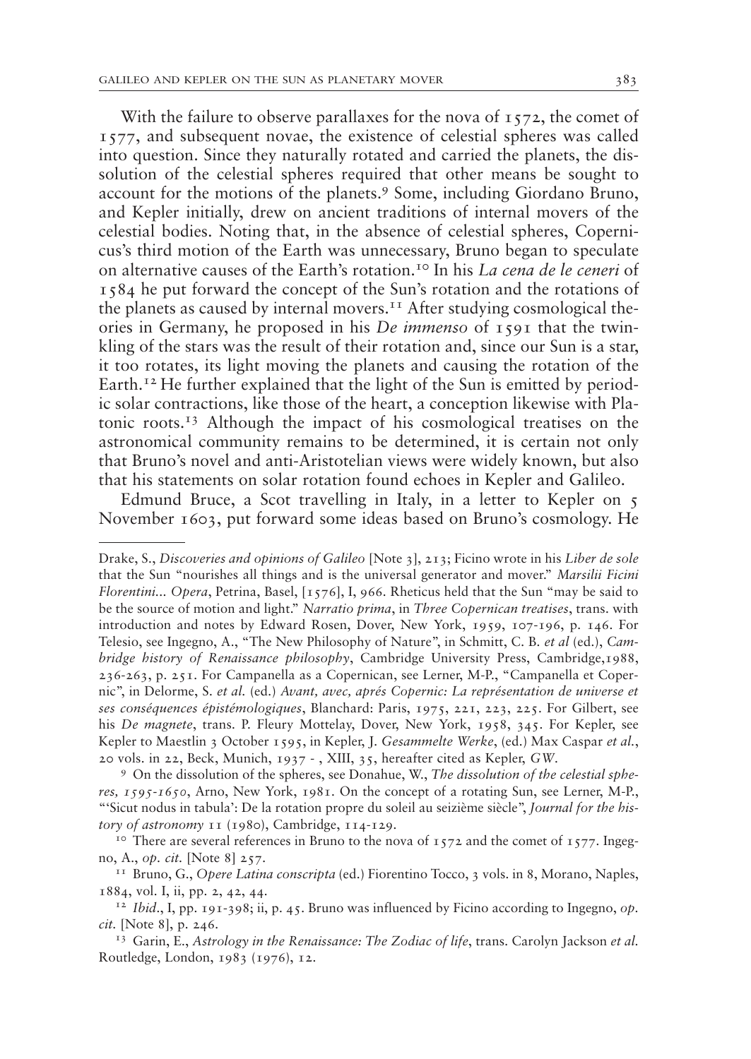With the failure to observe parallaxes for the nova of 1572, the comet of 1577, and subsequent novae, the existence of celestial spheres was called into question. Since they naturally rotated and carried the planets, the dissolution of the celestial spheres required that other means be sought to account for the motions of the planets.[9] Some, including Giordano Bruno, and Kepler initially, drew on ancient traditions of internal movers of the celestial bodies. Noting that, in the absence of celestial spheres, Copernicus's third motion of the Earth was unnecessary, Bruno began to speculate on alternative causes of the Earth's rotation.[10] In his *La cena de le ceneri* of 1584 he put forward the concept of the Sun's rotation and the rotations of the planets as caused by internal movers.[11] After studying cosmological theories in Germany, he proposed in his *De immenso* of 1591 that the twinkling of the stars was the result of their rotation and, since our Sun is a star, it too rotates, its light moving the planets and causing the rotation of the Earth.[12] He further explained that the light of the Sun is emitted by periodic solar contractions, like those of the heart, a conception likewise with Platonic roots.[13] Although the impact of his cosmological treatises on the astronomical community remains to be determined, it is certain not only that Bruno's novel and anti-Aristotelian views were widely known, but also that his statements on solar rotation found echoes in Kepler and Galileo.

Edmund Bruce, a Scot travelling in Italy, in a letter to Kepler on 5 November 1603, put forward some ideas based on Bruno's cosmology. He

---

Drake, S., *Discoveries and opinions of Galileo* [Note 3], 213; Ficino wrote in his *Liber de sole* that the Sun "nourishes all things and is the universal generator and mover." *Marsilii Ficini Florentini... Opera*, Petrina, Basel, [1576], I, 966. Rheticus held that the Sun "may be said to be the source of motion and light." *Narratio prima*, in *Three Copernican treatises*, trans. with introduction and notes by Edward Rosen, Dover, New York, 1959, 107-196, p. 146. For Telesio, see Ingegno, A., "The New Philosophy of Nature", in Schmitt, C. B. *et al* (ed.), *Cambridge history of Renaissance philosophy*, Cambridge University Press, Cambridge,1988, 236-263, p. 251. For Campanella as a Copernican, see Lerner, M-P., "Campanella et Copernic", in Delorme, S. *et al.* (ed.) *Avant, avec, aprés Copernic: La représentation de universe et ses conséquences épistémologiques*, Blanchard: Paris, 1975, 221, 223, 225. For Gilbert, see his *De magnete*, trans. P. Fleury Mottelay, Dover, New York, 1958, 345. For Kepler, see Kepler to Maestlin 3 October 1595, in Kepler, J. *Gesammelte Werke*, (ed.) Max Caspar *et al.*, 20 vols. in 22, Beck, Munich, 1937 - , XIII, 35, hereafter cited as Kepler, *GW*.

[9] On the dissolution of the spheres, see Donahue, W., *The dissolution of the celestial spheres, 1595-1650*, Arno, New York, 1981. On the concept of a rotating Sun, see Lerner, M-P., "'Sicut nodus in tabula': De la rotation propre du soleil au seizième siècle", *Journal for the history of astronomy* 11 (1980), Cambridge, 114-129.

[10] There are several references in Bruno to the nova of 1572 and the comet of 1577. Ingegno, A., *op. cit.* [Note 8] 257.

[11] Bruno, G., *Opere Latina conscripta* (ed.) Fiorentino Tocco, 3 vols. in 8, Morano, Naples, 1884, vol. I, ii, pp. 2, 42, 44.

[12] *Ibid.*, I, pp. 191-398; ii, p. 45. Bruno was influenced by Ficino according to Ingegno, *op. cit.* [Note 8], p. 246.

[13] Garin, E., *Astrology in the Renaissance: The Zodiac of life*, trans. Carolyn Jackson *et al.* Routledge, London, 1983 (1976), 12.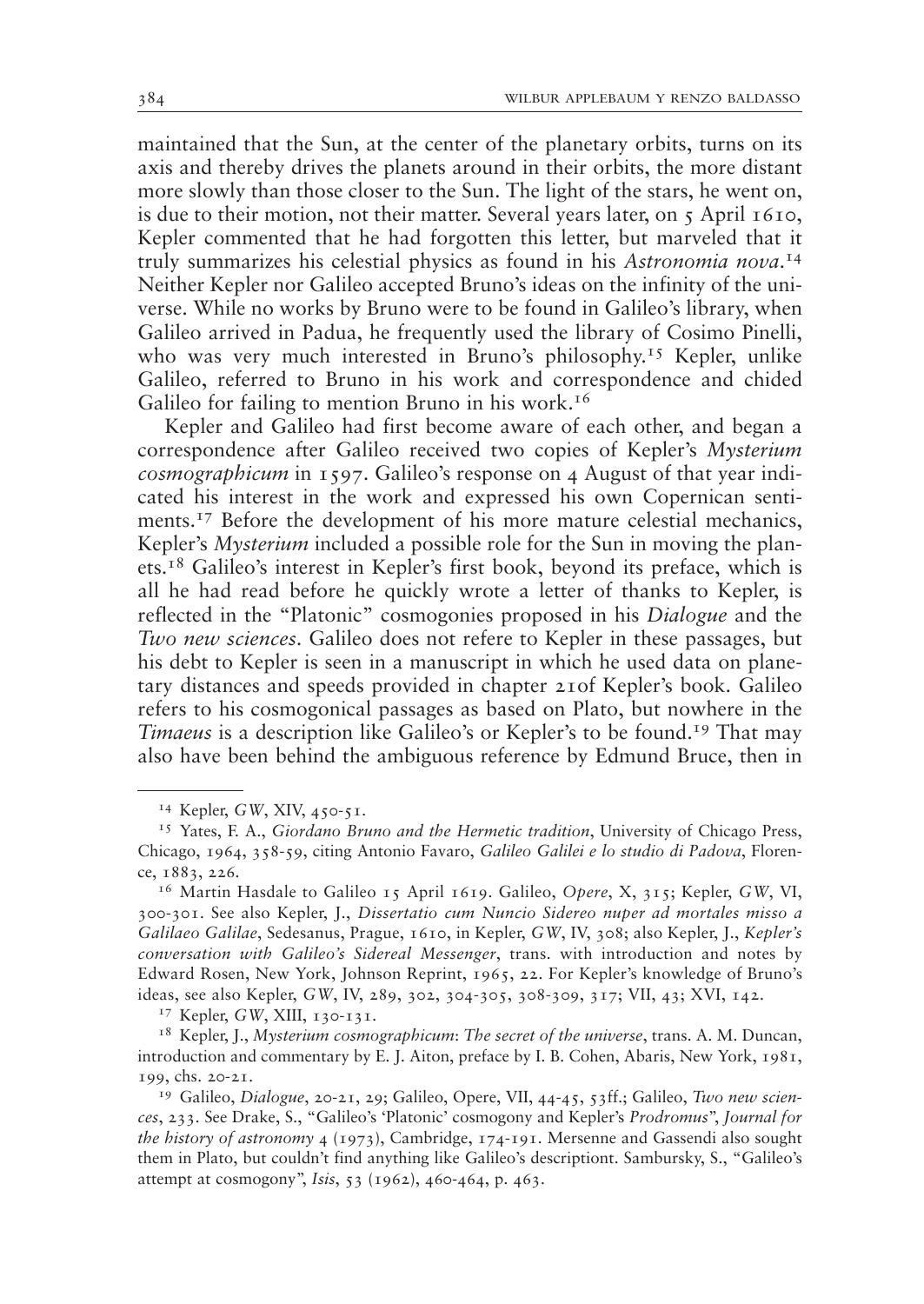maintained that the Sun, at the center of the planetary orbits, turns on its axis and thereby drives the planets around in their orbits, the more distant more slowly than those closer to the Sun. The light of the stars, he went on, is due to their motion, not their matter. Several years later, on 5 April 1610, Kepler commented that he had forgotten this letter, but marveled that it truly summarizes his celestial physics as found in his *Astronomia nova*.[14] Neither Kepler nor Galileo accepted Bruno's ideas on the infinity of the universe. While no works by Bruno were to be found in Galileo's library, when Galileo arrived in Padua, he frequently used the library of Cosimo Pinelli, who was very much interested in Bruno's philosophy.[15] Kepler, unlike Galileo, referred to Bruno in his work and correspondence and chided Galileo for failing to mention Bruno in his work.[16]

Kepler and Galileo had first become aware of each other, and began a correspondence after Galileo received two copies of Kepler's *Mysterium cosmographicum* in 1597. Galileo's response on 4 August of that year indicated his interest in the work and expressed his own Copernican sentiments.[17] Before the development of his more mature celestial mechanics, Kepler's *Mysterium* included a possible role for the Sun in moving the planets.[18] Galileo's interest in Kepler's first book, beyond its preface, which is all he had read before he quickly wrote a letter of thanks to Kepler, is reflected in the "Platonic" cosmogonies proposed in his *Dialogue* and the *Two new sciences*. Galileo does not refere to Kepler in these passages, but his debt to Kepler is seen in a manuscript in which he used data on planetary distances and speeds provided in chapter 21of Kepler's book. Galileo refers to his cosmogonical passages as based on Plato, but nowhere in the *Timaeus* is a description like Galileo's or Kepler's to be found.[19] That may also have been behind the ambiguous reference by Edmund Bruce, then in

---

[14] Kepler, *GW*, XIV, 450-51.

[15] Yates, F. A., *Giordano Bruno and the Hermetic tradition*, University of Chicago Press, Chicago, 1964, 358-59, citing Antonio Favaro, *Galileo Galilei e lo studio di Padova*, Florence, 1883, 226.

[16] Martin Hasdale to Galileo 15 April 1619. Galileo, *Opere*, X, 315; Kepler, *GW*, VI, 300-301. See also Kepler, J., *Dissertatio cum Nuncio Sidereo nuper ad mortales misso a Galilaeo Galilae*, Sedesanus, Prague, 1610, in Kepler, *GW*, IV, 308; also Kepler, J., *Kepler's conversation with Galileo's Sidereal Messenger*, trans. with introduction and notes by Edward Rosen, New York, Johnson Reprint, 1965, 22. For Kepler's knowledge of Bruno's ideas, see also Kepler, *GW*, IV, 289, 302, 304-305, 308-309, 317; VII, 43; XVI, 142.

[17] Kepler, *GW*, XIII, 130-131.

[18] Kepler, J., *Mysterium cosmographicum*: *The secret of the universe*, trans. A. M. Duncan, introduction and commentary by E. J. Aiton, preface by I. B. Cohen, Abaris, New York, 1981, 199, chs. 20-21.

[19] Galileo, *Dialogue*, 20-21, 29; Galileo, Opere, VII, 44-45, 53ff.; Galileo, *Two new sciences*, 233. See Drake, S., "Galileo's 'Platonic' cosmogony and Kepler's *Prodromus*", *Journal for the history of astronomy* 4 (1973), Cambridge, 174-191. Mersenne and Gassendi also sought them in Plato, but couldn't find anything like Galileo's descriptiont. Sambursky, S., "Galileo's attempt at cosmogony", *Isis*, 53 (1962), 460-464, p. 463.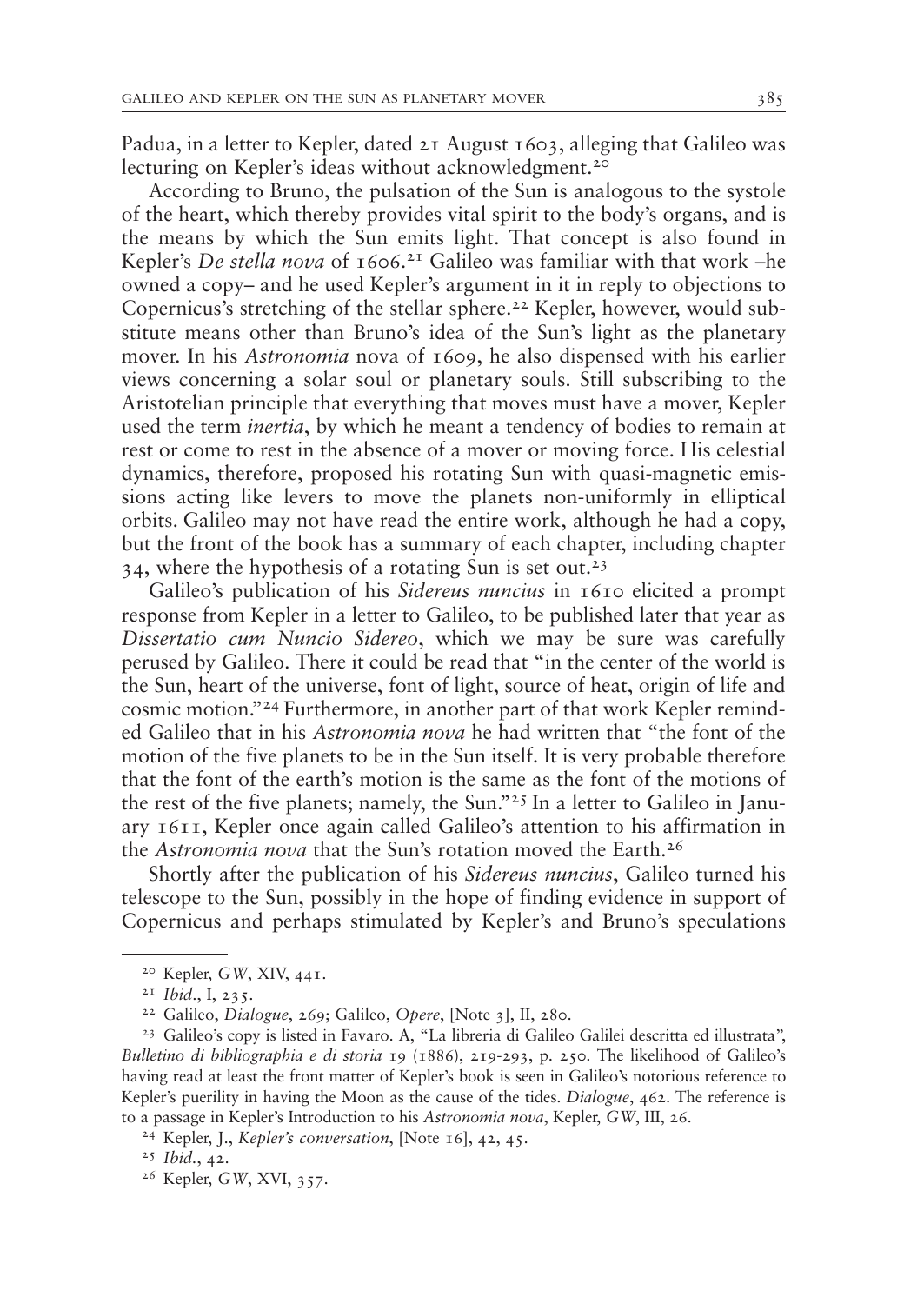Padua, in a letter to Kepler, dated 21 August 1603, alleging that Galileo was lecturing on Kepler's ideas without acknowledgment.[20]

According to Bruno, the pulsation of the Sun is analogous to the systole of the heart, which thereby provides vital spirit to the body's organs, and is the means by which the Sun emits light. That concept is also found in Kepler's *De stella nova* of 1606.[21] Galileo was familiar with that work –he owned a copy– and he used Kepler's argument in it in reply to objections to Copernicus's stretching of the stellar sphere.[22] Kepler, however, would substitute means other than Bruno's idea of the Sun's light as the planetary mover. In his *Astronomia* nova of 1609, he also dispensed with his earlier views concerning a solar soul or planetary souls. Still subscribing to the Aristotelian principle that everything that moves must have a mover, Kepler used the term *inertia*, by which he meant a tendency of bodies to remain at rest or come to rest in the absence of a mover or moving force. His celestial dynamics, therefore, proposed his rotating Sun with quasi-magnetic emissions acting like levers to move the planets non-uniformly in elliptical orbits. Galileo may not have read the entire work, although he had a copy, but the front of the book has a summary of each chapter, including chapter 34, where the hypothesis of a rotating Sun is set out.[23]

Galileo's publication of his *Sidereus nuncius* in 1610 elicited a prompt response from Kepler in a letter to Galileo, to be published later that year as *Dissertatio cum Nuncio Sidereo*, which we may be sure was carefully perused by Galileo. There it could be read that "in the center of the world is the Sun, heart of the universe, font of light, source of heat, origin of life and cosmic motion."[24] Furthermore, in another part of that work Kepler reminded Galileo that in his *Astronomia nova* he had written that "the font of the motion of the five planets to be in the Sun itself. It is very probable therefore that the font of the earth's motion is the same as the font of the motions of the rest of the five planets; namely, the Sun."[25] In a letter to Galileo in January 1611, Kepler once again called Galileo's attention to his affirmation in the *Astronomia nova* that the Sun's rotation moved the Earth.[26]

Shortly after the publication of his *Sidereus nuncius*, Galileo turned his telescope to the Sun, possibly in the hope of finding evidence in support of Copernicus and perhaps stimulated by Kepler's and Bruno's speculations

---

[20] Kepler, *GW*, XIV, 441.

[21] *Ibid*., I, 235.

[22] Galileo, *Dialogue*, 269; Galileo, *Opere*, [Note 3], II, 280.

[23] Galileo's copy is listed in Favaro. A, "La libreria di Galileo Galilei descritta ed illustrata", *Bulletino di bibliographia e di storia* 19 (1886), 219-293, p. 250. The likelihood of Galileo's having read at least the front matter of Kepler's book is seen in Galileo's notorious reference to Kepler's puerility in having the Moon as the cause of the tides. *Dialogue*, 462. The reference is to a passage in Kepler's Introduction to his *Astronomia nova*, Kepler, *GW*, III, 26.

[24] Kepler, J., *Kepler's conversation*, [Note 16], 42, 45.

[25] *Ibid*., 42.

[26] Kepler, *GW*, XVI, 357.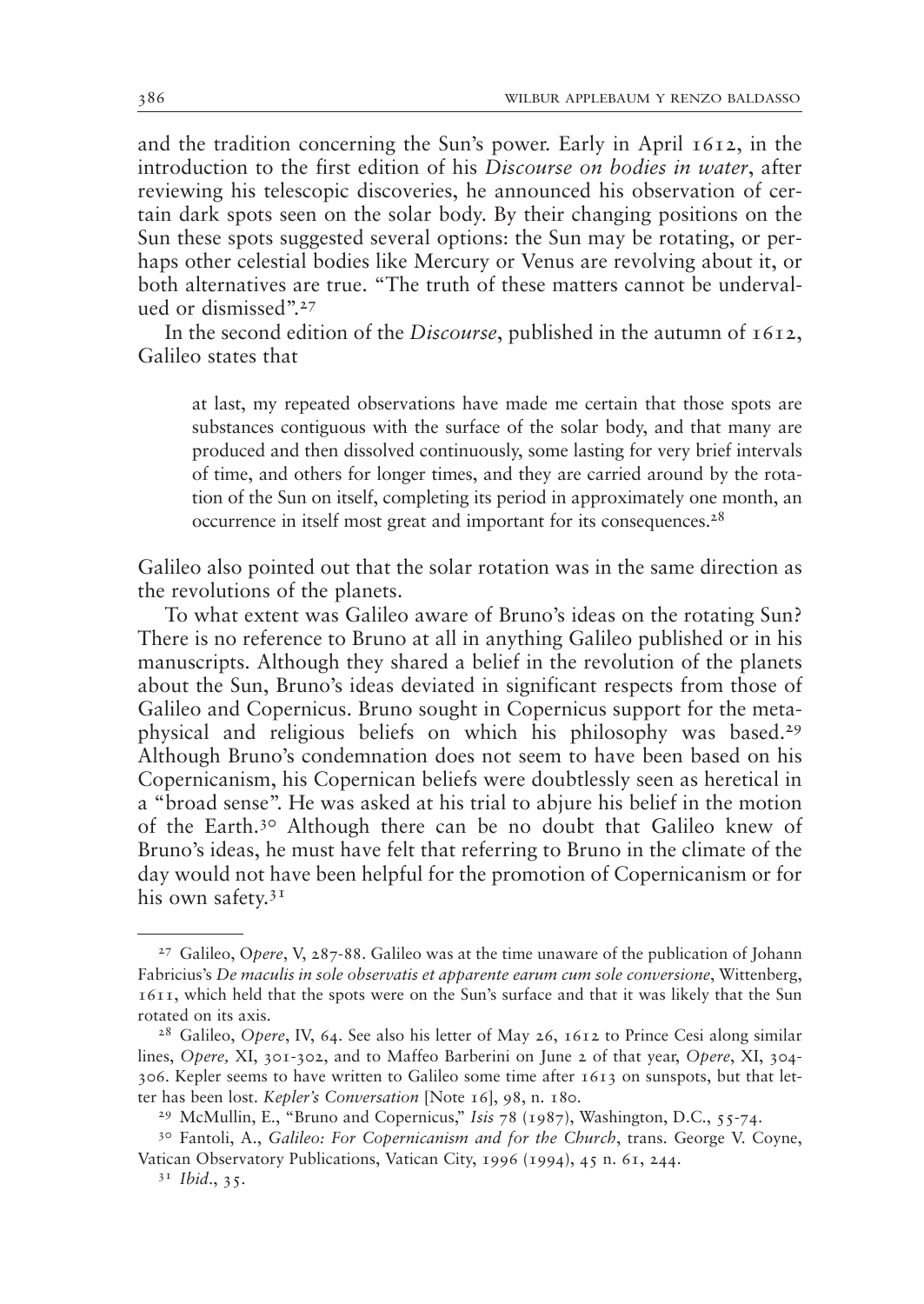and the tradition concerning the Sun's power. Early in April 1612, in the introduction to the first edition of his *Discourse on bodies in water*, after reviewing his telescopic discoveries, he announced his observation of certain dark spots seen on the solar body. By their changing positions on the Sun these spots suggested several options: the Sun may be rotating, or perhaps other celestial bodies like Mercury or Venus are revolving about it, or both alternatives are true. "The truth of these matters cannot be undervalued or dismissed".[27]

In the second edition of the *Discourse*, published in the autumn of 1612, Galileo states that

> at last, my repeated observations have made me certain that those spots are substances contiguous with the surface of the solar body, and that many are produced and then dissolved continuously, some lasting for very brief intervals of time, and others for longer times, and they are carried around by the rotation of the Sun on itself, completing its period in approximately one month, an occurrence in itself most great and important for its consequences.[28]

Galileo also pointed out that the solar rotation was in the same direction as the revolutions of the planets.

To what extent was Galileo aware of Bruno's ideas on the rotating Sun? There is no reference to Bruno at all in anything Galileo published or in his manuscripts. Although they shared a belief in the revolution of the planets about the Sun, Bruno's ideas deviated in significant respects from those of Galileo and Copernicus. Bruno sought in Copernicus support for the metaphysical and religious beliefs on which his philosophy was based.[29] Although Bruno's condemnation does not seem to have been based on his Copernicanism, his Copernican beliefs were doubtlessly seen as heretical in a "broad sense". He was asked at his trial to abjure his belief in the motion of the Earth.[30] Although there can be no doubt that Galileo knew of Bruno's ideas, he must have felt that referring to Bruno in the climate of the day would not have been helpful for the promotion of Copernicanism or for his own safety.[31]

---

[27] Galileo, O*pere*, V, 287-88. Galileo was at the time unaware of the publication of Johann Fabricius's *De maculis in sole observatis et apparente earum cum sole conversione*, Wittenberg, 1611, which held that the spots were on the Sun's surface and that it was likely that the Sun rotated on its axis.

[28] Galileo, *Opere*, IV, 64. See also his letter of May 26, 1612 to Prince Cesi along similar lines, *Opere,* XI, 301-302, and to Maffeo Barberini on June 2 of that year, *Opere*, XI, 304-306. Kepler seems to have written to Galileo some time after 1613 on sunspots, but that letter has been lost. *Kepler's Conversation* [Note 16], 98, n. 180.

[29] McMullin, E., "Bruno and Copernicus," *Isis* 78 (1987), Washington, D.C., 55-74.

[30] Fantoli, A., *Galileo: For Copernicanism and for the Church*, trans. George V. Coyne, Vatican Observatory Publications, Vatican City, 1996 (1994), 45 n. 61, 244.

[31] *Ibid*., 35.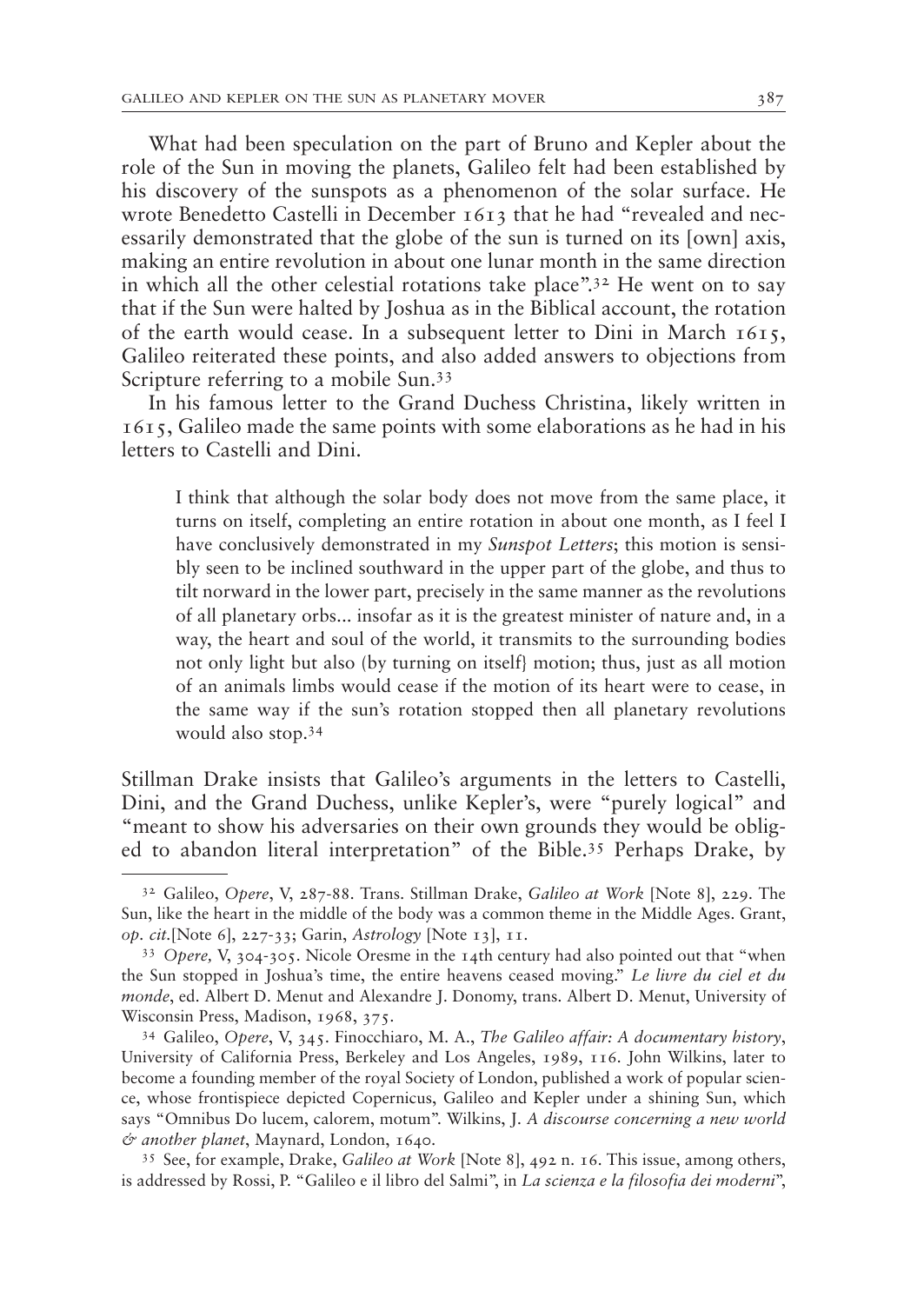What had been speculation on the part of Bruno and Kepler about the role of the Sun in moving the planets, Galileo felt had been established by his discovery of the sunspots as a phenomenon of the solar surface. He wrote Benedetto Castelli in December 1613 that he had "revealed and necessarily demonstrated that the globe of the sun is turned on its [own] axis, making an entire revolution in about one lunar month in the same direction in which all the other celestial rotations take place".[32] He went on to say that if the Sun were halted by Joshua as in the Biblical account, the rotation of the earth would cease. In a subsequent letter to Dini in March 1615, Galileo reiterated these points, and also added answers to objections from Scripture referring to a mobile Sun.[33]

In his famous letter to the Grand Duchess Christina, likely written in 1615, Galileo made the same points with some elaborations as he had in his letters to Castelli and Dini.

> I think that although the solar body does not move from the same place, it turns on itself, completing an entire rotation in about one month, as I feel I have conclusively demonstrated in my *Sunspot Letters*; this motion is sensibly seen to be inclined southward in the upper part of the globe, and thus to tilt norward in the lower part, precisely in the same manner as the revolutions of all planetary orbs... insofar as it is the greatest minister of nature and, in a way, the heart and soul of the world, it transmits to the surrounding bodies not only light but also (by turning on itself} motion; thus, just as all motion of an animals limbs would cease if the motion of its heart were to cease, in the same way if the sun's rotation stopped then all planetary revolutions would also stop.[34]

Stillman Drake insists that Galileo's arguments in the letters to Castelli, Dini, and the Grand Duchess, unlike Kepler's, were "purely logical" and "meant to show his adversaries on their own grounds they would be obliged to abandon literal interpretation" of the Bible.[35] Perhaps Drake, by

---

[32] Galileo, *Opere*, V, 287-88. Trans. Stillman Drake, *Galileo at Work* [Note 8], 229. The Sun, like the heart in the middle of the body was a common theme in the Middle Ages. Grant, *op. cit.*[Note 6], 227-33; Garin, *Astrology* [Note 13], 11.

[33] *Opere,* V, 304-305. Nicole Oresme in the 14th century had also pointed out that "when the Sun stopped in Joshua's time, the entire heavens ceased moving." *Le livre du ciel et du monde*, ed. Albert D. Menut and Alexandre J. Donomy, trans. Albert D. Menut, University of Wisconsin Press, Madison, 1968, 375.

[34] Galileo, *Opere*, V, 345. Finocchiaro, M. A., *The Galileo affair: A documentary history*, University of California Press, Berkeley and Los Angeles, 1989, 116. John Wilkins, later to become a founding member of the royal Society of London, published a work of popular science, whose frontispiece depicted Copernicus, Galileo and Kepler under a shining Sun, which says "Omnibus Do lucem, calorem, motum". Wilkins, J. *A discourse concerning a new world & another planet*, Maynard, London, 1640.

[35] See, for example, Drake, *Galileo at Work* [Note 8], 492 n. 16. This issue, among others, is addressed by Rossi, P. "Galileo e il libro del Salmi", in *La scienza e la filosofia dei moderni*",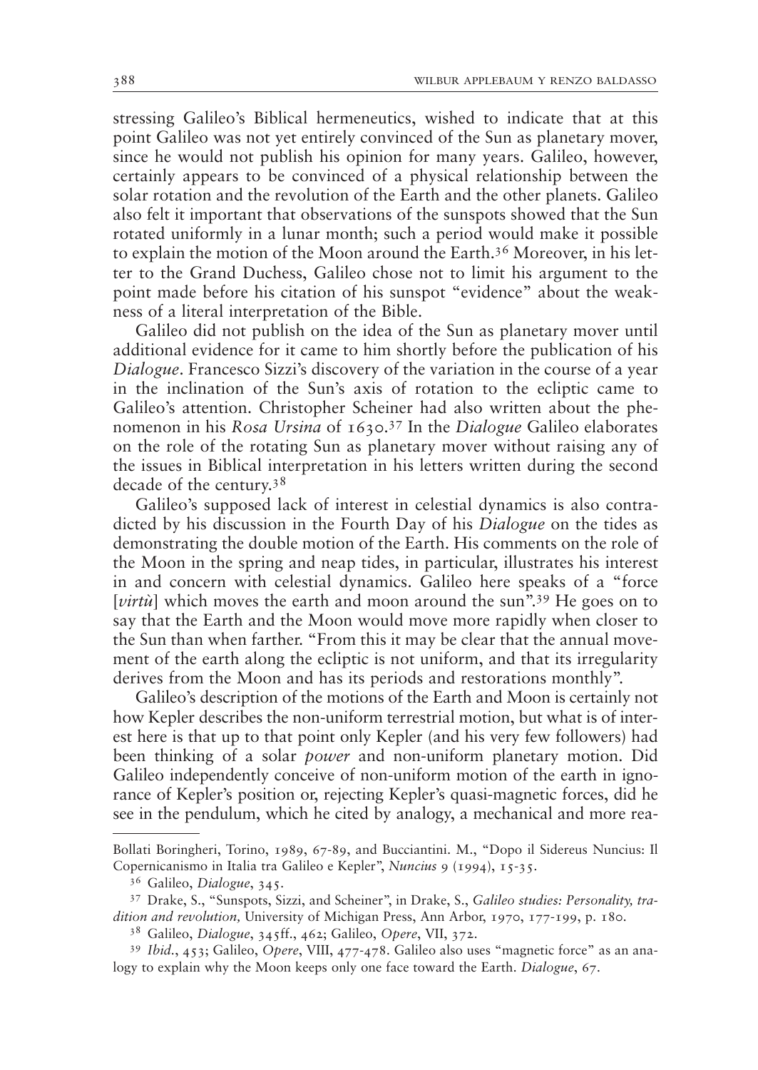stressing Galileo's Biblical hermeneutics, wished to indicate that at this point Galileo was not yet entirely convinced of the Sun as planetary mover, since he would not publish his opinion for many years. Galileo, however, certainly appears to be convinced of a physical relationship between the solar rotation and the revolution of the Earth and the other planets. Galileo also felt it important that observations of the sunspots showed that the Sun rotated uniformly in a lunar month; such a period would make it possible to explain the motion of the Moon around the Earth.[36] Moreover, in his letter to the Grand Duchess, Galileo chose not to limit his argument to the point made before his citation of his sunspot "evidence" about the weakness of a literal interpretation of the Bible.

Galileo did not publish on the idea of the Sun as planetary mover until additional evidence for it came to him shortly before the publication of his *Dialogue*. Francesco Sizzi's discovery of the variation in the course of a year in the inclination of the Sun's axis of rotation to the ecliptic came to Galileo's attention. Christopher Scheiner had also written about the phenomenon in his *Rosa Ursina* of 1630.[37] In the *Dialogue* Galileo elaborates on the role of the rotating Sun as planetary mover without raising any of the issues in Biblical interpretation in his letters written during the second decade of the century.[38]

Galileo's supposed lack of interest in celestial dynamics is also contradicted by his discussion in the Fourth Day of his *Dialogue* on the tides as demonstrating the double motion of the Earth. His comments on the role of the Moon in the spring and neap tides, in particular, illustrates his interest in and concern with celestial dynamics. Galileo here speaks of a "force [*virtù*] which moves the earth and moon around the sun".[39] He goes on to say that the Earth and the Moon would move more rapidly when closer to the Sun than when farther. "From this it may be clear that the annual movement of the earth along the ecliptic is not uniform, and that its irregularity derives from the Moon and has its periods and restorations monthly".

Galileo's description of the motions of the Earth and Moon is certainly not how Kepler describes the non-uniform terrestrial motion, but what is of interest here is that up to that point only Kepler (and his very few followers) had been thinking of a solar *power* and non-uniform planetary motion. Did Galileo independently conceive of non-uniform motion of the earth in ignorance of Kepler's position or, rejecting Kepler's quasi-magnetic forces, did he see in the pendulum, which he cited by analogy, a mechanical and more rea-

---

Bollati Boringheri, Torino, 1989, 67-89, and Bucciantini. M., "Dopo il Sidereus Nuncius: Il Copernicanismo in Italia tra Galileo e Kepler", *Nuncius* 9 (1994), 15-35.

[36] Galileo, *Dialogue*, 345.

[37] Drake, S., "Sunspots, Sizzi, and Scheiner", in Drake, S., *Galileo studies: Personality, tradition and revolution,* University of Michigan Press, Ann Arbor, 1970, 177-199, p. 180.

[38] Galileo, *Dialogue*, 345ff., 462; Galileo, *Opere*, VII, 372.

[39] *Ibid.*, 453; Galileo, *Opere*, VIII, 477-478. Galileo also uses "magnetic force" as an analogy to explain why the Moon keeps only one face toward the Earth. *Dialogue*, 67.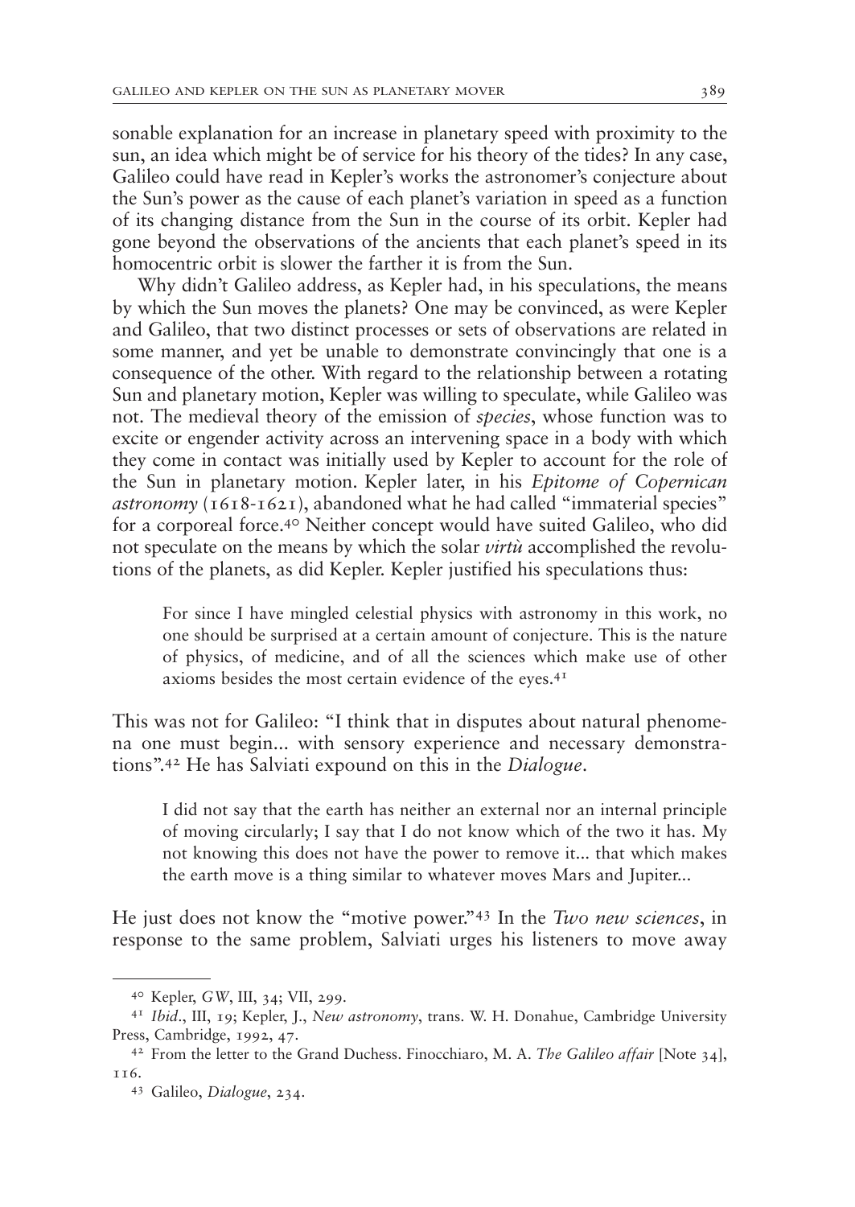sonable explanation for an increase in planetary speed with proximity to the sun, an idea which might be of service for his theory of the tides? In any case, Galileo could have read in Kepler's works the astronomer's conjecture about the Sun's power as the cause of each planet's variation in speed as a function of its changing distance from the Sun in the course of its orbit. Kepler had gone beyond the observations of the ancients that each planet's speed in its homocentric orbit is slower the farther it is from the Sun.

Why didn't Galileo address, as Kepler had, in his speculations, the means by which the Sun moves the planets? One may be convinced, as were Kepler and Galileo, that two distinct processes or sets of observations are related in some manner, and yet be unable to demonstrate convincingly that one is a consequence of the other. With regard to the relationship between a rotating Sun and planetary motion, Kepler was willing to speculate, while Galileo was not. The medieval theory of the emission of *species*, whose function was to excite or engender activity across an intervening space in a body with which they come in contact was initially used by Kepler to account for the role of the Sun in planetary motion. Kepler later, in his *Epitome of Copernican astronomy* (1618-1621), abandoned what he had called "immaterial species" for a corporeal force.[40] Neither concept would have suited Galileo, who did not speculate on the means by which the solar *virtù* accomplished the revolutions of the planets, as did Kepler. Kepler justified his speculations thus:

> For since I have mingled celestial physics with astronomy in this work, no one should be surprised at a certain amount of conjecture. This is the nature of physics, of medicine, and of all the sciences which make use of other axioms besides the most certain evidence of the eyes.[41]

This was not for Galileo: "I think that in disputes about natural phenomena one must begin... with sensory experience and necessary demonstrations".[42] He has Salviati expound on this in the *Dialogue*.

> I did not say that the earth has neither an external nor an internal principle of moving circularly; I say that I do not know which of the two it has. My not knowing this does not have the power to remove it... that which makes the earth move is a thing similar to whatever moves Mars and Jupiter...

He just does not know the "motive power."[43] In the *Two new sciences*, in response to the same problem, Salviati urges his listeners to move away

---

[40] Kepler, *GW*, III, 34; VII, 299.

[41] *Ibid*., III, 19; Kepler, J., *New astronomy*, trans. W. H. Donahue, Cambridge University Press, Cambridge, 1992, 47.

[42] From the letter to the Grand Duchess. Finocchiaro, M. A. *The Galileo affair* [Note 34], 116.

[43] Galileo, *Dialogue*, 234.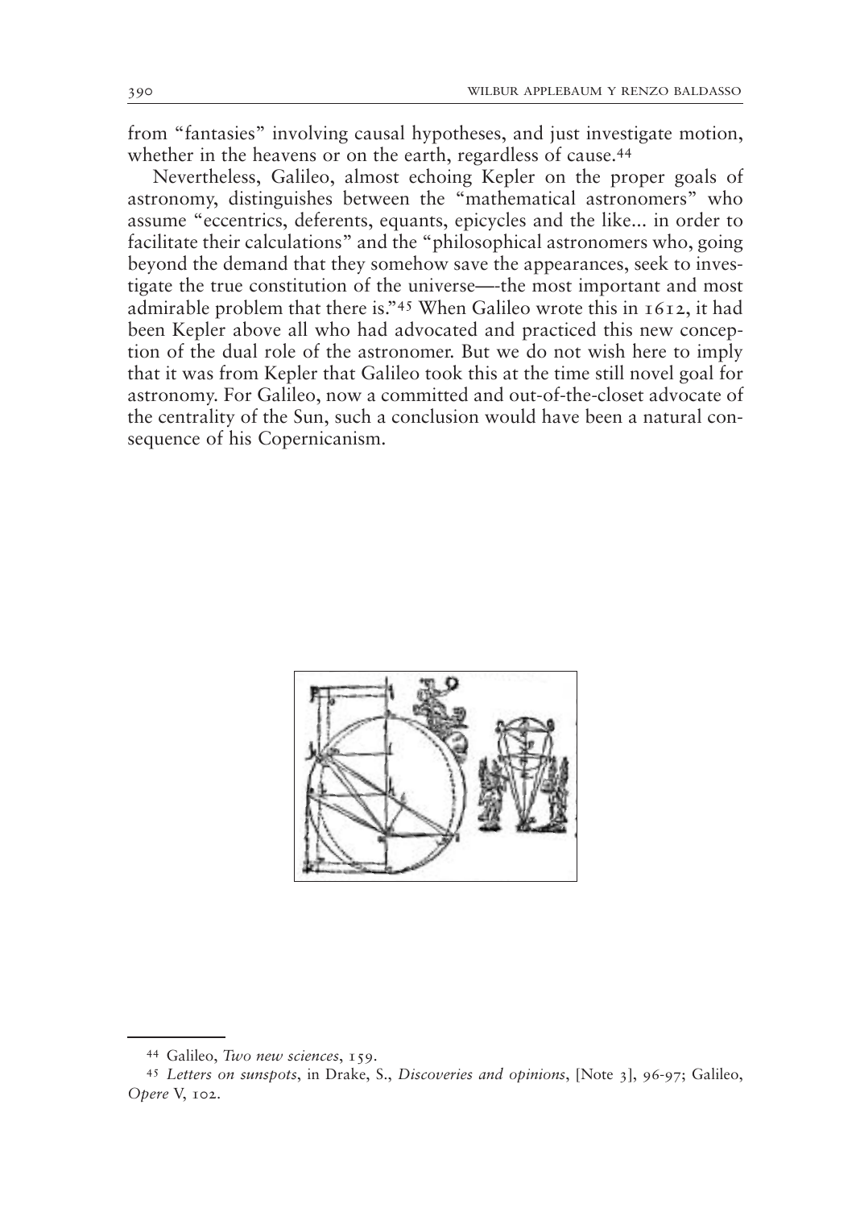from "fantasies" involving causal hypotheses, and just investigate motion, whether in the heavens or on the earth, regardless of cause.[44]

Nevertheless, Galileo, almost echoing Kepler on the proper goals of astronomy, distinguishes between the "mathematical astronomers" who assume "eccentrics, deferents, equants, epicycles and the like... in order to facilitate their calculations" and the "philosophical astronomers who, going beyond the demand that they somehow save the appearances, seek to investigate the true constitution of the universe—-the most important and most admirable problem that there is."[45] When Galileo wrote this in 1612, it had been Kepler above all who had advocated and practiced this new conception of the dual role of the astronomer. But we do not wish here to imply that it was from Kepler that Galileo took this at the time still novel goal for astronomy. For Galileo, now a committed and out-of-the-closet advocate of the centrality of the Sun, such a conclusion would have been a natural consequence of his Copernicanism.

---

[44] Galileo, *Two new sciences*, 159.

[45] *Letters on sunspots*, in Drake, S., *Discoveries and opinions*, [Note 3], 96-97; Galileo, *Opere* V, 102.